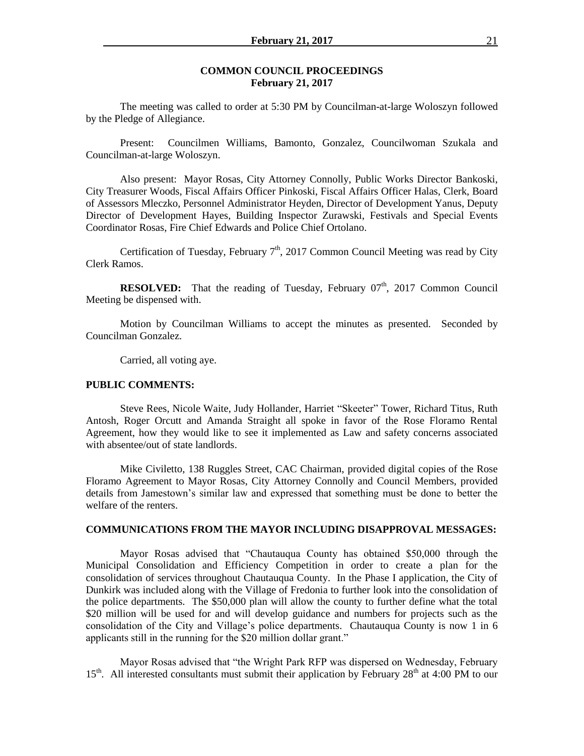## COMMON COUNCIL PROCEEDINGS
## February 21, 2017

The meeting was called to order at 5:30 PM by Councilman-at-large Woloszyn followed by the Pledge of Allegiance.

Present: Councilmen Williams, Bamonto, Gonzalez, Councilwoman Szukala and Councilman-at-large Woloszyn.

Also present: Mayor Rosas, City Attorney Connolly, Public Works Director Bankoski, City Treasurer Woods, Fiscal Affairs Officer Pinkoski, Fiscal Affairs Officer Halas, Clerk, Board of Assessors Mleczko, Personnel Administrator Heyden, Director of Development Yanus, Deputy Director of Development Hayes, Building Inspector Zurawski, Festivals and Special Events Coordinator Rosas, Fire Chief Edwards and Police Chief Ortolano.

Certification of Tuesday, February 7th, 2017 Common Council Meeting was read by City Clerk Ramos.

**RESOLVED:** That the reading of Tuesday, February 07th, 2017 Common Council Meeting be dispensed with.

Motion by Councilman Williams to accept the minutes as presented. Seconded by Councilman Gonzalez.

Carried, all voting aye.

**PUBLIC COMMENTS:**

Steve Rees, Nicole Waite, Judy Hollander, Harriet "Skeeter" Tower, Richard Titus, Ruth Antosh, Roger Orcutt and Amanda Straight all spoke in favor of the Rose Floramo Rental Agreement, how they would like to see it implemented as Law and safety concerns associated with absentee/out of state landlords.

Mike Civiletto, 138 Ruggles Street, CAC Chairman, provided digital copies of the Rose Floramo Agreement to Mayor Rosas, City Attorney Connolly and Council Members, provided details from Jamestown's similar law and expressed that something must be done to better the welfare of the renters.

**COMMUNICATIONS FROM THE MAYOR INCLUDING DISAPPROVAL MESSAGES:**

Mayor Rosas advised that "Chautauqua County has obtained $50,000 through the Municipal Consolidation and Efficiency Competition in order to create a plan for the consolidation of services throughout Chautauqua County. In the Phase I application, the City of Dunkirk was included along with the Village of Fredonia to further look into the consolidation of the police departments. The $50,000 plan will allow the county to further define what the total $20 million will be used for and will develop guidance and numbers for projects such as the consolidation of the City and Village's police departments. Chautauqua County is now 1 in 6 applicants still in the running for the $20 million dollar grant."

Mayor Rosas advised that "the Wright Park RFP was dispersed on Wednesday, February 15th. All interested consultants must submit their application by February 28th at 4:00 PM to our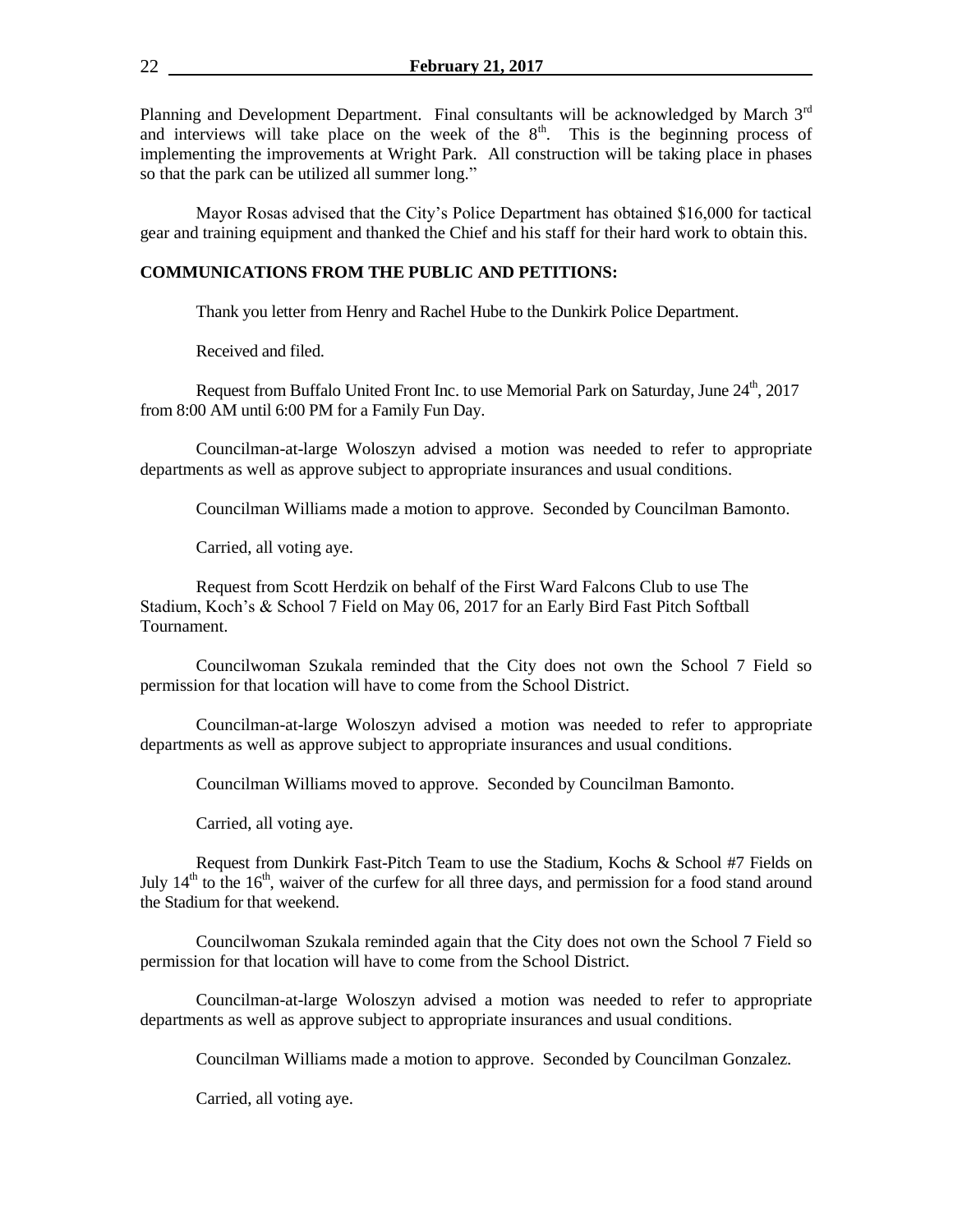Planning and Development Department. Final consultants will be acknowledged by March 3rd and interviews will take place on the week of the 8th. This is the beginning process of implementing the improvements at Wright Park. All construction will be taking place in phases so that the park can be utilized all summer long."

Mayor Rosas advised that the City's Police Department has obtained $16,000 for tactical gear and training equipment and thanked the Chief and his staff for their hard work to obtain this.

**COMMUNICATIONS FROM THE PUBLIC AND PETITIONS:**

Thank you letter from Henry and Rachel Hube to the Dunkirk Police Department.

Received and filed.

Request from Buffalo United Front Inc. to use Memorial Park on Saturday, June 24th, 2017 from 8:00 AM until 6:00 PM for a Family Fun Day.

Councilman-at-large Woloszyn advised a motion was needed to refer to appropriate departments as well as approve subject to appropriate insurances and usual conditions.

Councilman Williams made a motion to approve. Seconded by Councilman Bamonto.

Carried, all voting aye.

Request from Scott Herdzik on behalf of the First Ward Falcons Club to use The Stadium, Koch's & School 7 Field on May 06, 2017 for an Early Bird Fast Pitch Softball Tournament.

Councilwoman Szukala reminded that the City does not own the School 7 Field so permission for that location will have to come from the School District.

Councilman-at-large Woloszyn advised a motion was needed to refer to appropriate departments as well as approve subject to appropriate insurances and usual conditions.

Councilman Williams moved to approve. Seconded by Councilman Bamonto.

Carried, all voting aye.

Request from Dunkirk Fast-Pitch Team to use the Stadium, Kochs & School #7 Fields on July 14th to the 16th, waiver of the curfew for all three days, and permission for a food stand around the Stadium for that weekend.

Councilwoman Szukala reminded again that the City does not own the School 7 Field so permission for that location will have to come from the School District.

Councilman-at-large Woloszyn advised a motion was needed to refer to appropriate departments as well as approve subject to appropriate insurances and usual conditions.

Councilman Williams made a motion to approve. Seconded by Councilman Gonzalez.

Carried, all voting aye.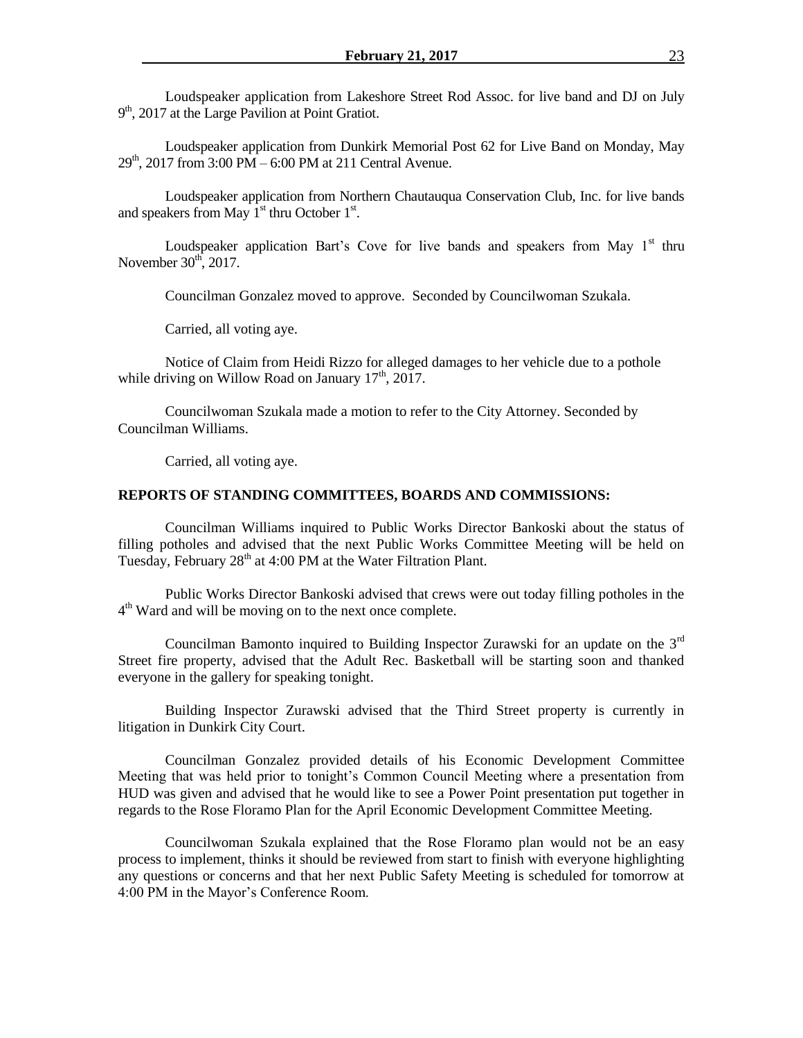Loudspeaker application from Lakeshore Street Rod Assoc. for live band and DJ on July 9th, 2017 at the Large Pavilion at Point Gratiot.

Loudspeaker application from Dunkirk Memorial Post 62 for Live Band on Monday, May 29th, 2017 from 3:00 PM – 6:00 PM at 211 Central Avenue.

Loudspeaker application from Northern Chautauqua Conservation Club, Inc. for live bands and speakers from May 1st thru October 1st.

Loudspeaker application Bart's Cove for live bands and speakers from May 1st thru November 30th, 2017.

Councilman Gonzalez moved to approve. Seconded by Councilwoman Szukala.

Carried, all voting aye.

Notice of Claim from Heidi Rizzo for alleged damages to her vehicle due to a pothole while driving on Willow Road on January 17th, 2017.

Councilwoman Szukala made a motion to refer to the City Attorney. Seconded by Councilman Williams.

Carried, all voting aye.

**REPORTS OF STANDING COMMITTEES, BOARDS AND COMMISSIONS:**

Councilman Williams inquired to Public Works Director Bankoski about the status of filling potholes and advised that the next Public Works Committee Meeting will be held on Tuesday, February 28th at 4:00 PM at the Water Filtration Plant.

Public Works Director Bankoski advised that crews were out today filling potholes in the 4th Ward and will be moving on to the next once complete.

Councilman Bamonto inquired to Building Inspector Zurawski for an update on the 3rd Street fire property, advised that the Adult Rec. Basketball will be starting soon and thanked everyone in the gallery for speaking tonight.

Building Inspector Zurawski advised that the Third Street property is currently in litigation in Dunkirk City Court.

Councilman Gonzalez provided details of his Economic Development Committee Meeting that was held prior to tonight's Common Council Meeting where a presentation from HUD was given and advised that he would like to see a Power Point presentation put together in regards to the Rose Floramo Plan for the April Economic Development Committee Meeting.

Councilwoman Szukala explained that the Rose Floramo plan would not be an easy process to implement, thinks it should be reviewed from start to finish with everyone highlighting any questions or concerns and that her next Public Safety Meeting is scheduled for tomorrow at 4:00 PM in the Mayor's Conference Room.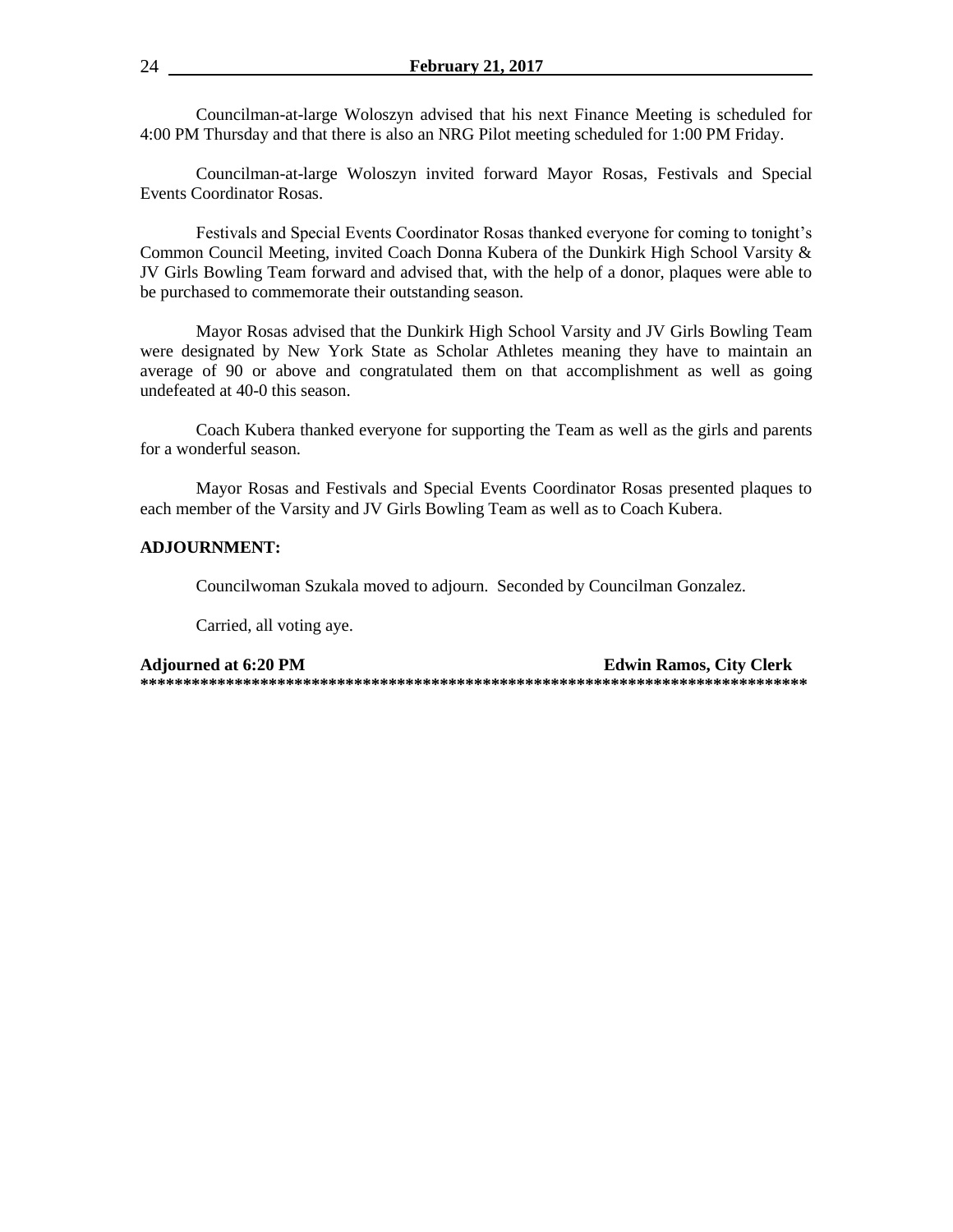Councilman-at-large Woloszyn advised that his next Finance Meeting is scheduled for 4:00 PM Thursday and that there is also an NRG Pilot meeting scheduled for 1:00 PM Friday.

Councilman-at-large Woloszyn invited forward Mayor Rosas, Festivals and Special Events Coordinator Rosas.

Festivals and Special Events Coordinator Rosas thanked everyone for coming to tonight's Common Council Meeting, invited Coach Donna Kubera of the Dunkirk High School Varsity & JV Girls Bowling Team forward and advised that, with the help of a donor, plaques were able to be purchased to commemorate their outstanding season.

Mayor Rosas advised that the Dunkirk High School Varsity and JV Girls Bowling Team were designated by New York State as Scholar Athletes meaning they have to maintain an average of 90 or above and congratulated them on that accomplishment as well as going undefeated at 40-0 this season.

Coach Kubera thanked everyone for supporting the Team as well as the girls and parents for a wonderful season.

Mayor Rosas and Festivals and Special Events Coordinator Rosas presented plaques to each member of the Varsity and JV Girls Bowling Team as well as to Coach Kubera.

**ADJOURNMENT:**

Councilwoman Szukala moved to adjourn. Seconded by Councilman Gonzalez.

Carried, all voting aye.

**Adjourned at 6:20 PM** **Edwin Ramos, City Clerk**

**********************************************************************************